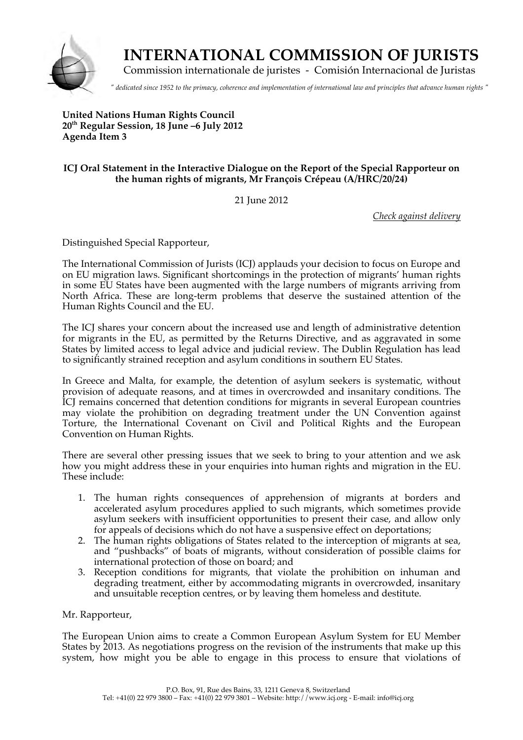# INTERNATIONAL COMMISSION OF JURISTS

Commission internationale de juristes - Comisión Internacional de Juristas

*" dedicated since 1952 to the primacy, coherence and implementation of international law and principles that advance human rights "*

**United Nations Human Rights Council**
**20th Regular Session, 18 June –6 July 2012**
**Agenda Item 3**

**ICJ Oral Statement in the Interactive Dialogue on the Report of the Special Rapporteur on the human rights of migrants, Mr François Crépeau (A/HRC/20/24)**

21 June 2012

Check against delivery

Distinguished Special Rapporteur,

The International Commission of Jurists (ICJ) applauds your decision to focus on Europe and on EU migration laws. Significant shortcomings in the protection of migrants' human rights in some EU States have been augmented with the large numbers of migrants arriving from North Africa. These are long-term problems that deserve the sustained attention of the Human Rights Council and the EU.

The ICJ shares your concern about the increased use and length of administrative detention for migrants in the EU, as permitted by the Returns Directive, and as aggravated in some States by limited access to legal advice and judicial review. The Dublin Regulation has lead to significantly strained reception and asylum conditions in southern EU States.

In Greece and Malta, for example, the detention of asylum seekers is systematic, without provision of adequate reasons, and at times in overcrowded and insanitary conditions. The ICJ remains concerned that detention conditions for migrants in several European countries may violate the prohibition on degrading treatment under the UN Convention against Torture, the International Covenant on Civil and Political Rights and the European Convention on Human Rights.

There are several other pressing issues that we seek to bring to your attention and we ask how you might address these in your enquiries into human rights and migration in the EU. These include:

1. The human rights consequences of apprehension of migrants at borders and accelerated asylum procedures applied to such migrants, which sometimes provide asylum seekers with insufficient opportunities to present their case, and allow only for appeals of decisions which do not have a suspensive effect on deportations;
2. The human rights obligations of States related to the interception of migrants at sea, and "pushbacks" of boats of migrants, without consideration of possible claims for international protection of those on board; and
3. Reception conditions for migrants, that violate the prohibition on inhuman and degrading treatment, either by accommodating migrants in overcrowded, insanitary and unsuitable reception centres, or by leaving them homeless and destitute.

Mr. Rapporteur,

The European Union aims to create a Common European Asylum System for EU Member States by 2013. As negotiations progress on the revision of the instruments that make up this system, how might you be able to engage in this process to ensure that violations of

P.O. Box, 91, Rue des Bains, 33, 1211 Geneva 8, Switzerland
Tel: +41(0) 22 979 3800 – Fax: +41(0) 22 979 3801 – Website: http://www.icj.org - E-mail: info@icj.org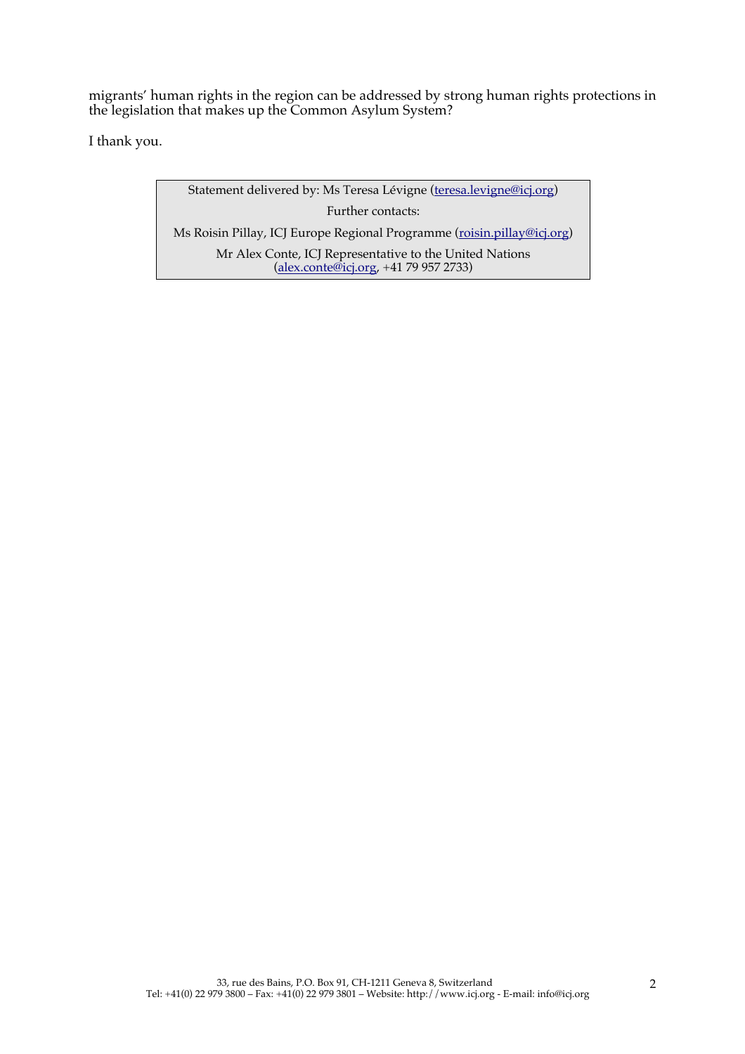migrants' human rights in the region can be addressed by strong human rights protections in the legislation that makes up the Common Asylum System?

I thank you.

Statement delivered by: Ms Teresa Lévigne (teresa.levigne@icj.org)

Further contacts:

Ms Roisin Pillay, ICJ Europe Regional Programme (roisin.pillay@icj.org)

Mr Alex Conte, ICJ Representative to the United Nations (alex.conte@icj.org, +41 79 957 2733)